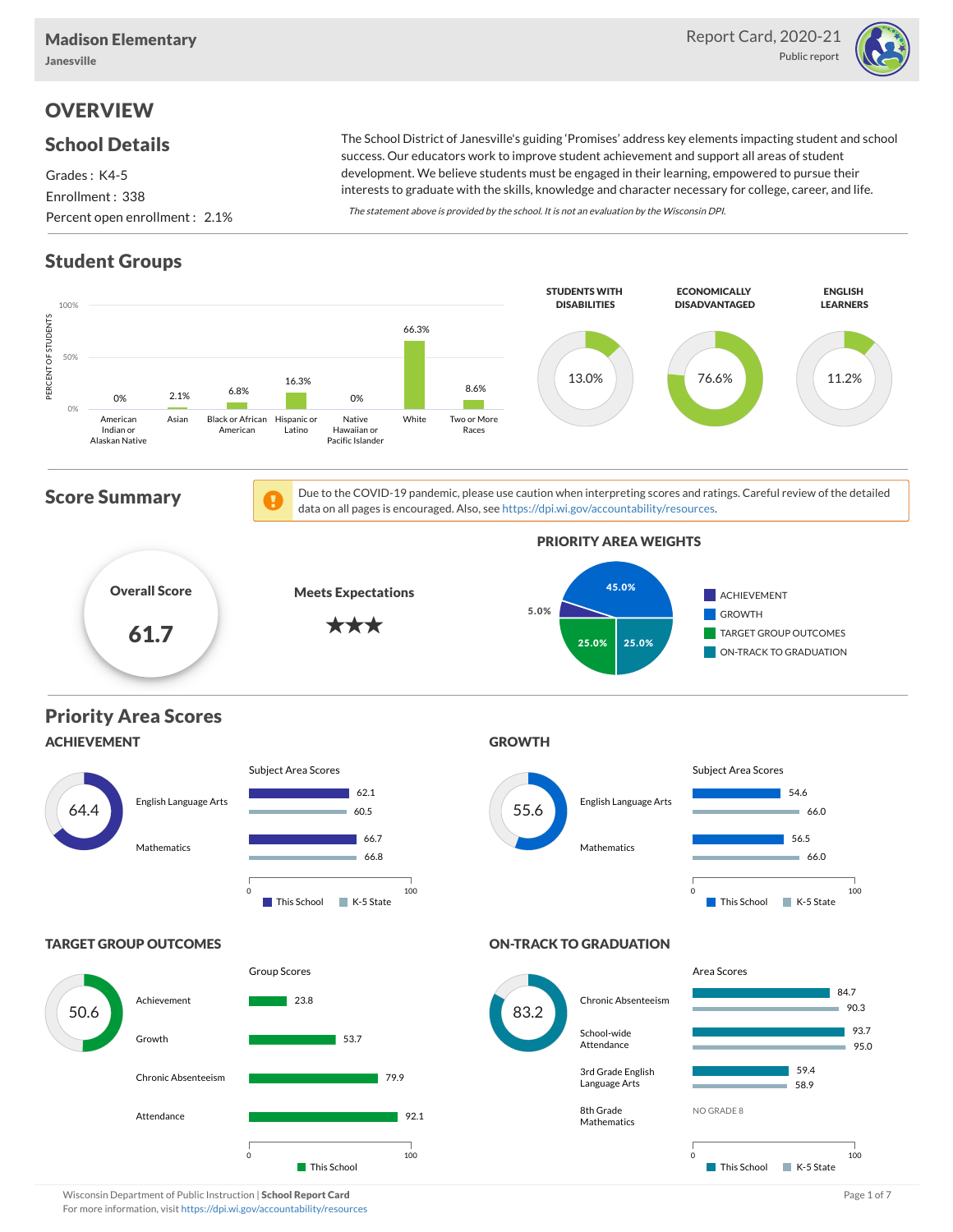# Madison Elementary

Janesville

Report Card, 2020-21

Public report

## OVERVIEW

### School Details

Grades : K4-5

Enrollment : 338

Percent open enrollment : 2.1%

The School District of Janesville's guiding 'Promises' address key elements impacting student and school success. Our educators work to improve student achievement and support all areas of student development. We believe students must be engaged in their learning, empowered to pursue their interests to graduate with the skills, knowledge and character necessary for college, career, and life.

*The statement above is provided by the school. It is not an evaluation by the Wisconsin DPI.*

### Student Groups

| Group | Percent of Students |
|---|---|
| American Indian or Alaskan Native | 0% |
| Asian | 2.1% |
| Black or African American | 6.8% |
| Hispanic or Latino | 16.3% |
| Native Hawaiian or Pacific Islander | 0% |
| White | 66.3% |
| Two or More Races | 8.6% |

| Students with Disabilities | Economically Disadvantaged | English Learners |
|---|---|---|
| 13.0% | 76.6% | 11.2% |

### Score Summary

Due to the COVID-19 pandemic, please use caution when interpreting scores and ratings. Careful review of the detailed data on all pages is encouraged. Also, see https://dpi.wi.gov/accountability/resources.

**Overall Score:** 61.7

**Meets Expectations** ★★★

**PRIORITY AREA WEIGHTS**

| Priority Area | Weight |
|---|---|
| Achievement | 5.0% |
| Growth | 45.0% |
| Target Group Outcomes | 25.0% |
| On-Track to Graduation | 25.0% |

### Priority Area Scores

#### ACHIEVEMENT

Score: 64.4

| Subject Area Scores | This School | K-5 State |
|---|---|---|
| English Language Arts | 62.1 | 60.5 |
| Mathematics | 66.7 | 66.8 |

#### GROWTH

Score: 55.6

| Subject Area Scores | This School | K-5 State |
|---|---|---|
| English Language Arts | 54.6 | 66.0 |
| Mathematics | 56.5 | 66.0 |

#### TARGET GROUP OUTCOMES

Score: 50.6

| Group Scores | This School |
|---|---|
| Achievement | 23.8 |
| Growth | 53.7 |
| Chronic Absenteeism | 79.9 |
| Attendance | 92.1 |

#### ON-TRACK TO GRADUATION

Score: 83.2

| Area Scores | This School | K-5 State |
|---|---|---|
| Chronic Absenteeism | 84.7 | 90.3 |
| School-wide Attendance | 93.7 | 95.0 |
| 3rd Grade English Language Arts | 59.4 | 58.9 |
| 8th Grade Mathematics | NO GRADE 8 | |

Wisconsin Department of Public Instruction | **School Report Card**
For more information, visit https://dpi.wi.gov/accountability/resources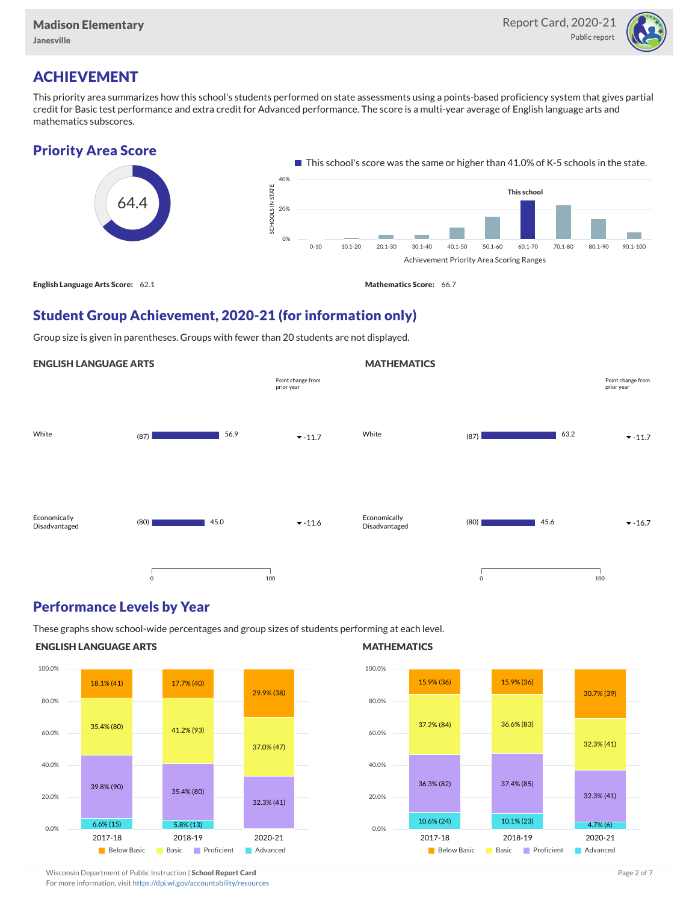## ACHIEVEMENT

This priority area summarizes how this school's students performed on state assessments using a points-based proficiency system that gives partial credit for Basic test performance and extra credit for Advanced performance. The score is a multi-year average of English language arts and mathematics subscores.

### Priority Area Score

64.4

This school's score was the same or higher than 41.0% of K-5 schools in the state.

**English Language Arts Score:** 62.1

**Mathematics Score:** 66.7

### Student Group Achievement, 2020-21 (for information only)

Group size is given in parentheses. Groups with fewer than 20 students are not displayed.

#### ENGLISH LANGUAGE ARTS

| Group | Size | Score | Point change from prior year |
|---|---|---|---|
| White | (87) | 56.9 | -11.7 |
| Economically Disadvantaged | (80) | 45.0 | -11.6 |

#### MATHEMATICS

| Group | Size | Score | Point change from prior year |
|---|---|---|---|
| White | (87) | 63.2 | -11.7 |
| Economically Disadvantaged | (80) | 45.6 | -16.7 |

### Performance Levels by Year

These graphs show school-wide percentages and group sizes of students performing at each level.

#### ENGLISH LANGUAGE ARTS

| Level | 2017-18 | 2018-19 | 2020-21 |
|---|---|---|---|
| Below Basic | 18.1% (41) | 17.7% (40) | 29.9% (38) |
| Basic | 35.4% (80) | 41.2% (93) | 37.0% (47) |
| Proficient | 39.8% (90) | 35.4% (80) | 32.3% (41) |
| Advanced | 6.6% (15) | 5.8% (13) | |

#### MATHEMATICS

| Level | 2017-18 | 2018-19 | 2020-21 |
|---|---|---|---|
| Below Basic | 15.9% (36) | 15.9% (36) | 30.7% (39) |
| Basic | 37.2% (84) | 36.6% (83) | 32.3% (41) |
| Proficient | 36.3% (82) | 37.4% (85) | 32.3% (41) |
| Advanced | 10.6% (24) | 10.1% (23) | 4.7% (6) |

Wisconsin Department of Public Instruction | **School Report Card**
For more information, visit https://dpi.wi.gov/accountability/resources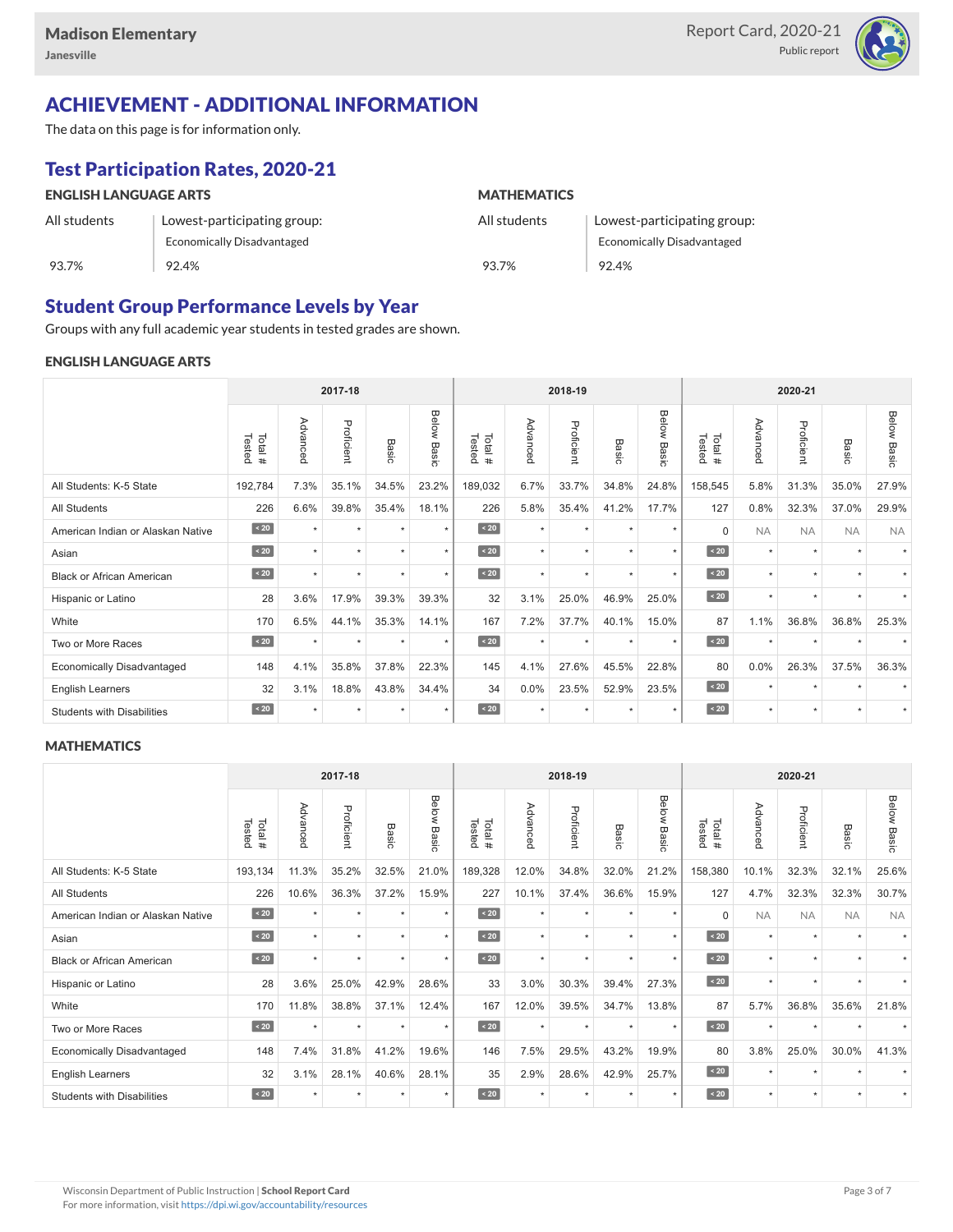# ACHIEVEMENT - ADDITIONAL INFORMATION

The data on this page is for information only.

## Test Participation Rates, 2020-21

### ENGLISH LANGUAGE ARTS

| All students | Lowest-participating group: Economically Disadvantaged |
|---|---|
| 93.7% | 92.4% |

### MATHEMATICS

| All students | Lowest-participating group: Economically Disadvantaged |
|---|---|
| 93.7% | 92.4% |

## Student Group Performance Levels by Year

Groups with any full academic year students in tested grades are shown.

### ENGLISH LANGUAGE ARTS

| | 2017-18 | | | | | 2018-19 | | | | | 2020-21 | | | | |
|---|---|---|---|---|---|---|---|---|---|---|---|---|---|---|---|
| | Total # Tested | Advanced | Proficient | Basic | Below Basic | Total # Tested | Advanced | Proficient | Basic | Below Basic | Total # Tested | Advanced | Proficient | Basic | Below Basic |
| All Students: K-5 State | 192,784 | 7.3% | 35.1% | 34.5% | 23.2% | 189,032 | 6.7% | 33.7% | 34.8% | 24.8% | 158,545 | 5.8% | 31.3% | 35.0% | 27.9% |
| All Students | 226 | 6.6% | 39.8% | 35.4% | 18.1% | 226 | 5.8% | 35.4% | 41.2% | 17.7% | 127 | 0.8% | 32.3% | 37.0% | 29.9% |
| American Indian or Alaskan Native | < 20 | * | * | * | * | < 20 | * | * | * | * | 0 | NA | NA | NA | NA |
| Asian | < 20 | * | * | * | * | < 20 | * | * | * | * | < 20 | * | * | * | * |
| Black or African American | < 20 | * | * | * | * | < 20 | * | * | * | * | < 20 | * | * | * | * |
| Hispanic or Latino | 28 | 3.6% | 17.9% | 39.3% | 39.3% | 32 | 3.1% | 25.0% | 46.9% | 25.0% | < 20 | * | * | * | * |
| White | 170 | 6.5% | 44.1% | 35.3% | 14.1% | 167 | 7.2% | 37.7% | 40.1% | 15.0% | 87 | 1.1% | 36.8% | 36.8% | 25.3% |
| Two or More Races | < 20 | * | * | * | * | < 20 | * | * | * | * | < 20 | * | * | * | * |
| Economically Disadvantaged | 148 | 4.1% | 35.8% | 37.8% | 22.3% | 145 | 4.1% | 27.6% | 45.5% | 22.8% | 80 | 0.0% | 26.3% | 37.5% | 36.3% |
| English Learners | 32 | 3.1% | 18.8% | 43.8% | 34.4% | 34 | 0.0% | 23.5% | 52.9% | 23.5% | < 20 | * | * | * | * |
| Students with Disabilities | < 20 | * | * | * | * | < 20 | * | * | * | * | < 20 | * | * | * | * |

### MATHEMATICS

| | 2017-18 | | | | | 2018-19 | | | | | 2020-21 | | | | |
|---|---|---|---|---|---|---|---|---|---|---|---|---|---|---|---|
| | Total # Tested | Advanced | Proficient | Basic | Below Basic | Total # Tested | Advanced | Proficient | Basic | Below Basic | Total # Tested | Advanced | Proficient | Basic | Below Basic |
| All Students: K-5 State | 193,134 | 11.3% | 35.2% | 32.5% | 21.0% | 189,328 | 12.0% | 34.8% | 32.0% | 21.2% | 158,380 | 10.1% | 32.3% | 32.1% | 25.6% |
| All Students | 226 | 10.6% | 36.3% | 37.2% | 15.9% | 227 | 10.1% | 37.4% | 36.6% | 15.9% | 127 | 4.7% | 32.3% | 32.3% | 30.7% |
| American Indian or Alaskan Native | < 20 | * | * | * | * | < 20 | * | * | * | * | 0 | NA | NA | NA | NA |
| Asian | < 20 | * | * | * | * | < 20 | * | * | * | * | < 20 | * | * | * | * |
| Black or African American | < 20 | * | * | * | * | < 20 | * | * | * | * | < 20 | * | * | * | * |
| Hispanic or Latino | 28 | 3.6% | 25.0% | 42.9% | 28.6% | 33 | 3.0% | 30.3% | 39.4% | 27.3% | < 20 | * | * | * | * |
| White | 170 | 11.8% | 38.8% | 37.1% | 12.4% | 167 | 12.0% | 39.5% | 34.7% | 13.8% | 87 | 5.7% | 36.8% | 35.6% | 21.8% |
| Two or More Races | < 20 | * | * | * | * | < 20 | * | * | * | * | < 20 | * | * | * | * |
| Economically Disadvantaged | 148 | 7.4% | 31.8% | 41.2% | 19.6% | 146 | 7.5% | 29.5% | 43.2% | 19.9% | 80 | 3.8% | 25.0% | 30.0% | 41.3% |
| English Learners | 32 | 3.1% | 28.1% | 40.6% | 28.1% | 35 | 2.9% | 28.6% | 42.9% | 25.7% | < 20 | * | * | * | * |
| Students with Disabilities | < 20 | * | * | * | * | < 20 | * | * | * | * | < 20 | * | * | * | * |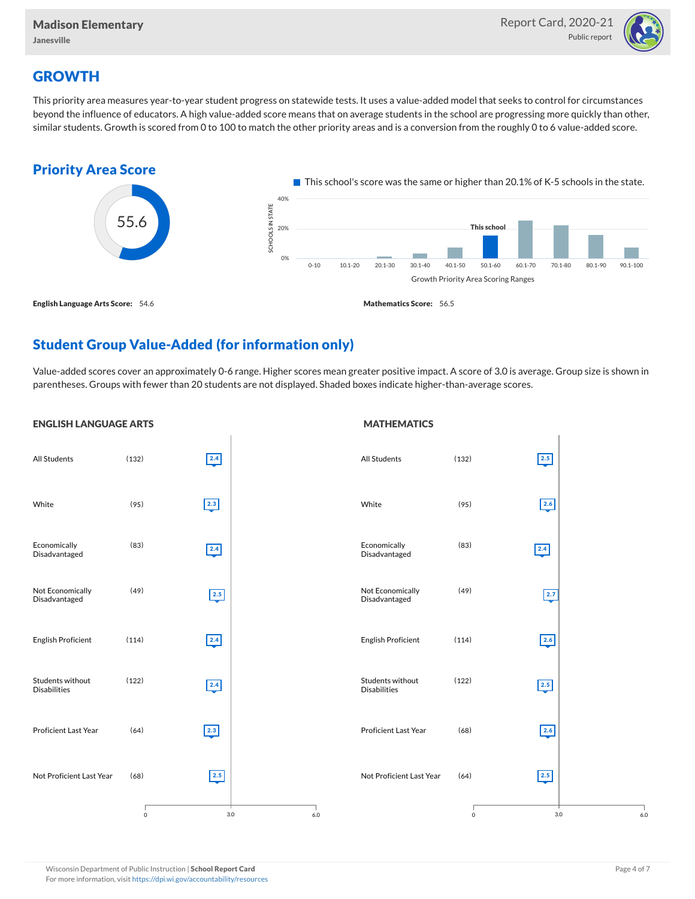## GROWTH

This priority area measures year-to-year student progress on statewide tests. It uses a value-added model that seeks to control for circumstances beyond the influence of educators. A high value-added score means that on average students in the school are progressing more quickly than other, similar students. Growth is scored from 0 to 100 to match the other priority areas and is a conversion from the roughly 0 to 6 value-added score.

### Priority Area Score

55.6

This school's score was the same or higher than 20.1% of K-5 schools in the state.

Growth Priority Area Scoring Ranges: 0-10, 10.1-20, 20.1-30, 30.1-40, 40.1-50, 50.1-60 (This school), 60.1-70, 70.1-80, 80.1-90, 90.1-100

**English Language Arts Score:** 54.6

**Mathematics Score:** 56.5

### Student Group Value-Added (for information only)

Value-added scores cover an approximately 0-6 range. Higher scores mean greater positive impact. A score of 3.0 is average. Group size is shown in parentheses. Groups with fewer than 20 students are not displayed. Shaded boxes indicate higher-than-average scores.

#### ENGLISH LANGUAGE ARTS

| Group | Size | Score |
|---|---|---|
| All Students | (132) | 2.4 |
| White | (95) | 2.3 |
| Economically Disadvantaged | (83) | 2.4 |
| Not Economically Disadvantaged | (49) | 2.5 |
| English Proficient | (114) | 2.4 |
| Students without Disabilities | (122) | 2.4 |
| Proficient Last Year | (64) | 2.3 |
| Not Proficient Last Year | (68) | 2.5 |

#### MATHEMATICS

| Group | Size | Score |
|---|---|---|
| All Students | (132) | 2.5 |
| White | (95) | 2.6 |
| Economically Disadvantaged | (83) | 2.4 |
| Not Economically Disadvantaged | (49) | 2.7 |
| English Proficient | (114) | 2.6 |
| Students without Disabilities | (122) | 2.5 |
| Proficient Last Year | (68) | 2.6 |
| Not Proficient Last Year | (64) | 2.5 |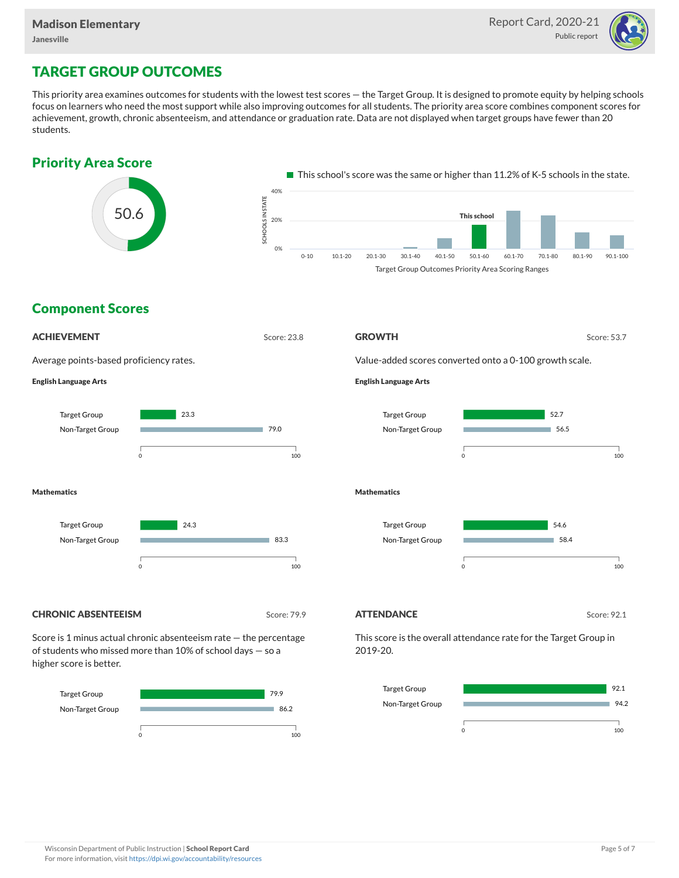# TARGET GROUP OUTCOMES

This priority area examines outcomes for students with the lowest test scores — the Target Group. It is designed to promote equity by helping schools focus on learners who need the most support while also improving outcomes for all students. The priority area score combines component scores for achievement, growth, chronic absenteeism, and attendance or graduation rate. Data are not displayed when target groups have fewer than 20 students.

## Priority Area Score

50.6

This school's score was the same or higher than 11.2% of K-5 schools in the state.

Target Group Outcomes Priority Area Scoring Ranges: 0-10, 10.1-20, 20.1-30, 30.1-40, 40.1-50, 50.1-60 (This school), 60.1-70, 70.1-80, 80.1-90, 90.1-100

## Component Scores

### ACHIEVEMENT

Score: 23.8

Average points-based proficiency rates.

**English Language Arts**

| | Score |
|---|---|
| Target Group | 23.3 |
| Non-Target Group | 79.0 |

**Mathematics**

| | Score |
|---|---|
| Target Group | 24.3 |
| Non-Target Group | 83.3 |

### GROWTH

Score: 53.7

Value-added scores converted onto a 0-100 growth scale.

**English Language Arts**

| | Score |
|---|---|
| Target Group | 52.7 |
| Non-Target Group | 56.5 |

**Mathematics**

| | Score |
|---|---|
| Target Group | 54.6 |
| Non-Target Group | 58.4 |

### CHRONIC ABSENTEEISM

Score: 79.9

Score is 1 minus actual chronic absenteeism rate — the percentage of students who missed more than 10% of school days — so a higher score is better.

| | Score |
|---|---|
| Target Group | 79.9 |
| Non-Target Group | 86.2 |

### ATTENDANCE

Score: 92.1

This score is the overall attendance rate for the Target Group in 2019-20.

| | Score |
|---|---|
| Target Group | 92.1 |
| Non-Target Group | 94.2 |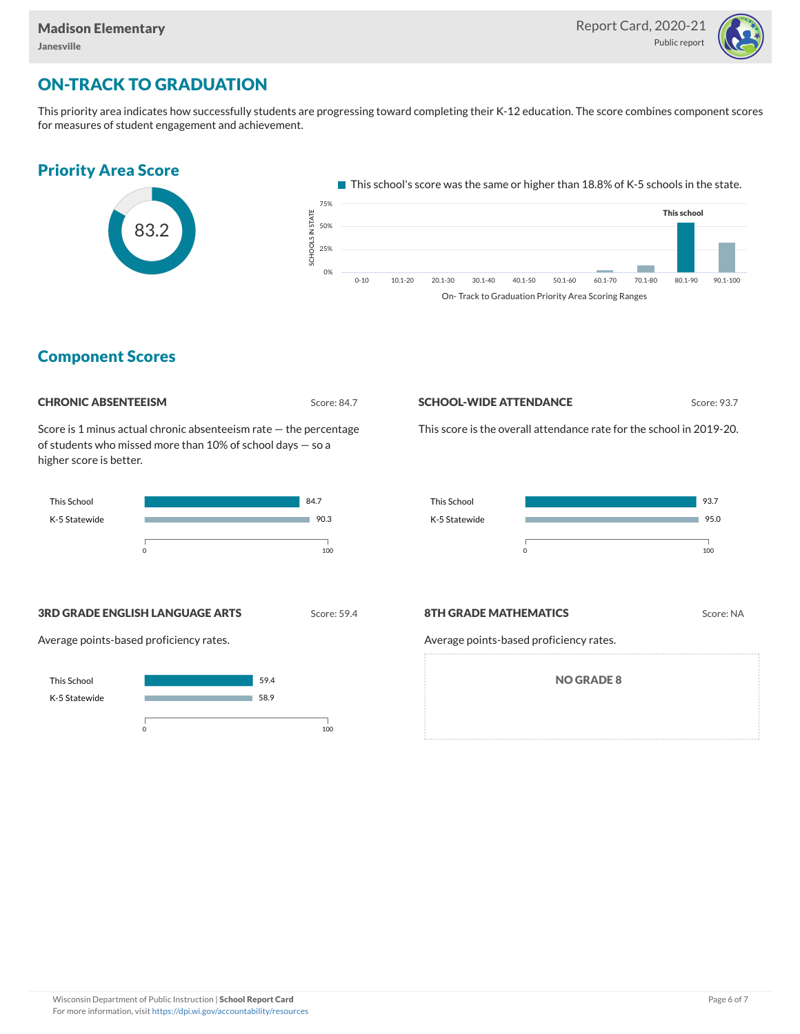## ON-TRACK TO GRADUATION

This priority area indicates how successfully students are progressing toward completing their K-12 education. The score combines component scores for measures of student engagement and achievement.

### Priority Area Score

83.2

This school's score was the same or higher than 18.8% of K-5 schools in the state.

On- Track to Graduation Priority Area Scoring Ranges

### Component Scores

#### CHRONIC ABSENTEEISM

Score: 84.7

Score is 1 minus actual chronic absenteeism rate — the percentage of students who missed more than 10% of school days — so a higher score is better.

| | Score |
|---|---|
| This School | 84.7 |
| K-5 Statewide | 90.3 |

#### SCHOOL-WIDE ATTENDANCE

Score: 93.7

This score is the overall attendance rate for the school in 2019-20.

| | Score |
|---|---|
| This School | 93.7 |
| K-5 Statewide | 95.0 |

#### 3RD GRADE ENGLISH LANGUAGE ARTS

Score: 59.4

Average points-based proficiency rates.

| | Score |
|---|---|
| This School | 59.4 |
| K-5 Statewide | 58.9 |

#### 8TH GRADE MATHEMATICS

Score: NA

Average points-based proficiency rates.

NO GRADE 8

Wisconsin Department of Public Instruction | **School Report Card**
For more information, visit https://dpi.wi.gov/accountability/resources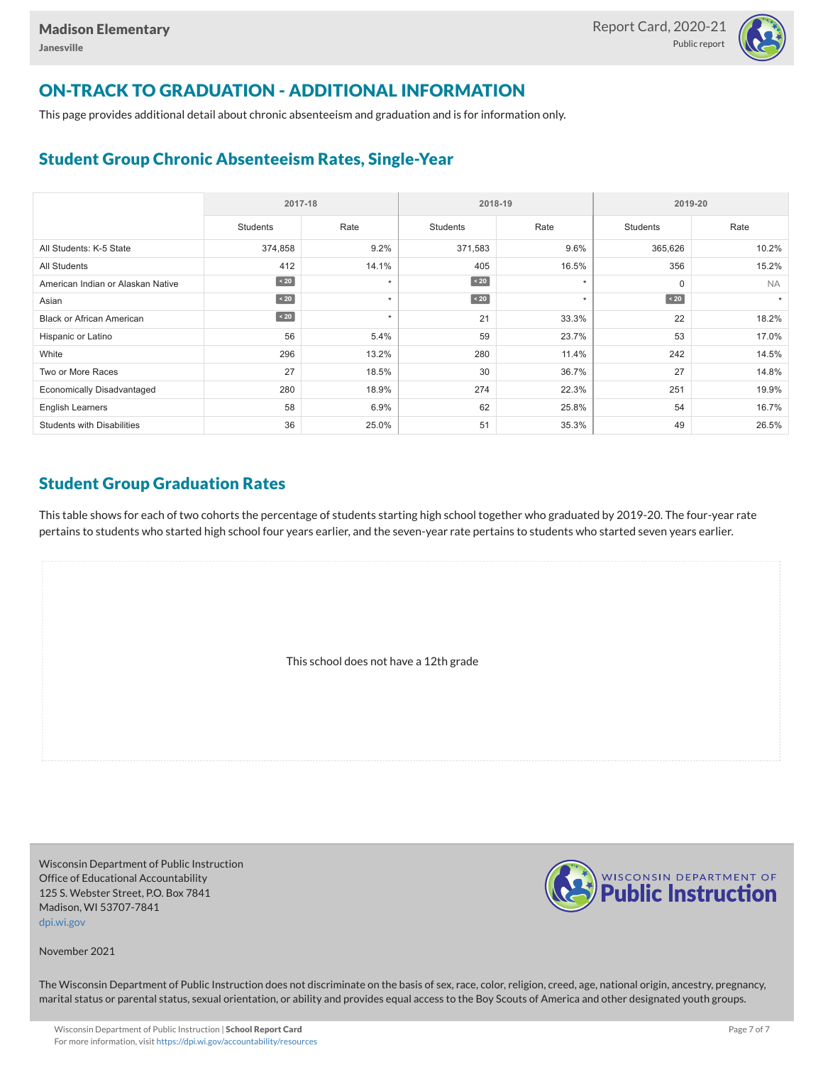# ON-TRACK TO GRADUATION - ADDITIONAL INFORMATION

This page provides additional detail about chronic absenteeism and graduation and is for information only.

## Student Group Chronic Absenteeism Rates, Single-Year

| | 2017-18 | | 2018-19 | | 2019-20 | |
|---|---|---|---|---|---|---|
| | Students | Rate | Students | Rate | Students | Rate |
| All Students: K-5 State | 374,858 | 9.2% | 371,583 | 9.6% | 365,626 | 10.2% |
| All Students | 412 | 14.1% | 405 | 16.5% | 356 | 15.2% |
| American Indian or Alaskan Native | < 20 | * | < 20 | * | 0 | NA |
| Asian | < 20 | * | < 20 | * | < 20 | * |
| Black or African American | < 20 | * | 21 | 33.3% | 22 | 18.2% |
| Hispanic or Latino | 56 | 5.4% | 59 | 23.7% | 53 | 17.0% |
| White | 296 | 13.2% | 280 | 11.4% | 242 | 14.5% |
| Two or More Races | 27 | 18.5% | 30 | 36.7% | 27 | 14.8% |
| Economically Disadvantaged | 280 | 18.9% | 274 | 22.3% | 251 | 19.9% |
| English Learners | 58 | 6.9% | 62 | 25.8% | 54 | 16.7% |
| Students with Disabilities | 36 | 25.0% | 51 | 35.3% | 49 | 26.5% |

## Student Group Graduation Rates

This table shows for each of two cohorts the percentage of students starting high school together who graduated by 2019-20. The four-year rate pertains to students who started high school four years earlier, and the seven-year rate pertains to students who started seven years earlier.

This school does not have a 12th grade

Wisconsin Department of Public Instruction
Office of Educational Accountability
125 S. Webster Street, P.O. Box 7841
Madison, WI 53707-7841
dpi.wi.gov

November 2021

The Wisconsin Department of Public Instruction does not discriminate on the basis of sex, race, color, religion, creed, age, national origin, ancestry, pregnancy, marital status or parental status, sexual orientation, or ability and provides equal access to the Boy Scouts of America and other designated youth groups.